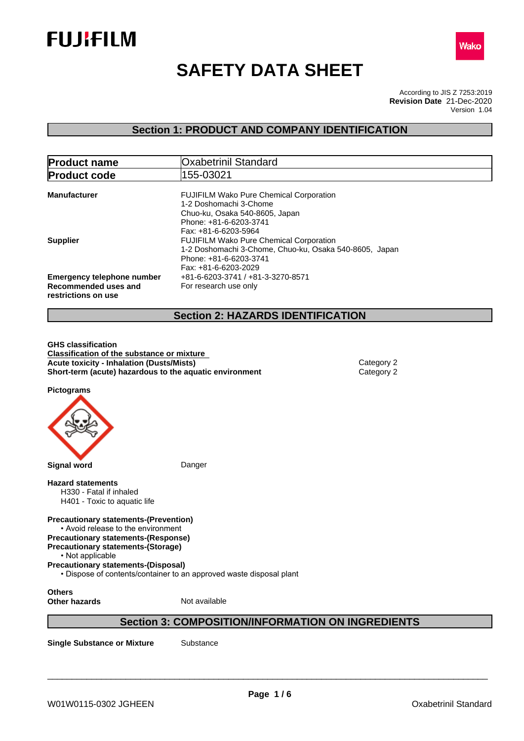# SAFETY DATA SHEET

According to JIS Z 7253:2019
**Revision Date** 21-Dec-2020
Version 1.04

## Section 1: PRODUCT AND COMPANY IDENTIFICATION

| **Product name** | Oxabetrinil Standard |
|---|---|
| **Product code** | 155-03021 |

**Manufacturer**
FUJIFILM Wako Pure Chemical Corporation
1-2 Doshomachi 3-Chome
Chuo-ku, Osaka 540-8605, Japan
Phone: +81-6-6203-3741
Fax: +81-6-6203-5964

**Supplier**
FUJIFILM Wako Pure Chemical Corporation
1-2 Doshomachi 3-Chome, Chuo-ku, Osaka 540-8605, Japan
Phone: +81-6-6203-3741
Fax: +81-6-6203-2029

**Emergency telephone number** +81-6-6203-3741 / +81-3-3270-8571

**Recommended uses and restrictions on use** For research use only

## Section 2: HAZARDS IDENTIFICATION

**GHS classification**

**Classification of the substance or mixture**

| | |
|---|---|
| **Acute toxicity - Inhalation (Dusts/Mists)** | Category 2 |
| **Short-term (acute) hazardous to the aquatic environment** | Category 2 |

**Pictograms**

**Signal word** Danger

**Hazard statements**
H330 - Fatal if inhaled
H401 - Toxic to aquatic life

**Precautionary statements-(Prevention)**
• Avoid release to the environment

**Precautionary statements-(Response)**

**Precautionary statements-(Storage)**
• Not applicable

**Precautionary statements-(Disposal)**
• Dispose of contents/container to an approved waste disposal plant

**Others**

**Other hazards** Not available

## Section 3: COMPOSITION/INFORMATION ON INGREDIENTS

**Single Substance or Mixture** Substance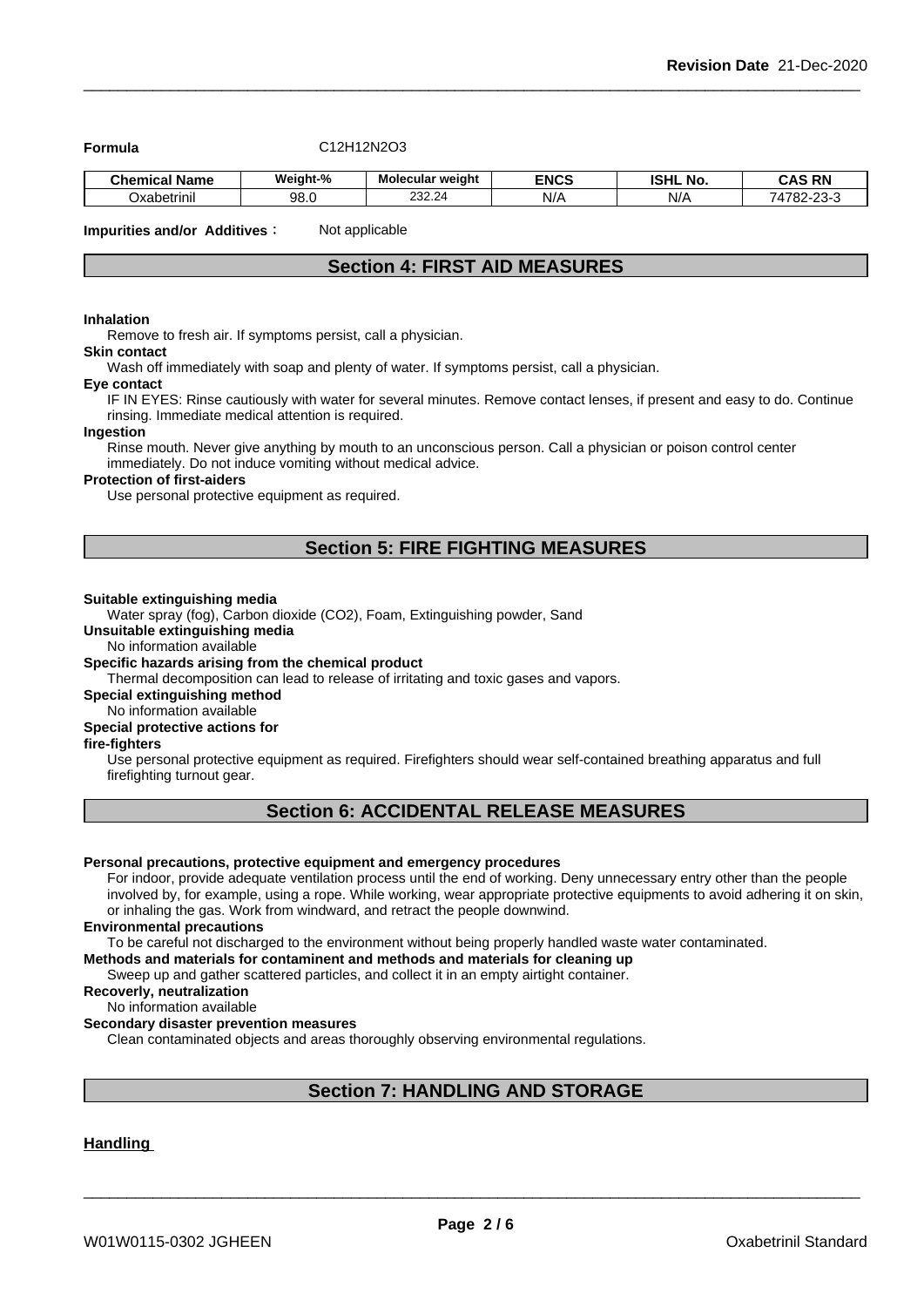**Formula** $C_{12}H_{12}N_2O_3$

| Chemical Name | Weight-% | Molecular weight | ENCS | ISHL No. | CAS RN |
|---|---|---|---|---|---|
| Oxabetrinil | 98.0 | 232.24 | N/A | N/A | 74782-23-3 |

**Impurities and/or Additives**： Not applicable

## Section 4: FIRST AID MEASURES

**Inhalation**

Remove to fresh air. If symptoms persist, call a physician.

**Skin contact**

Wash off immediately with soap and plenty of water. If symptoms persist, call a physician.

**Eye contact**

IF IN EYES: Rinse cautiously with water for several minutes. Remove contact lenses, if present and easy to do. Continue rinsing. Immediate medical attention is required.

**Ingestion**

Rinse mouth. Never give anything by mouth to an unconscious person. Call a physician or poison control center immediately. Do not induce vomiting without medical advice.

**Protection of first-aiders**

Use personal protective equipment as required.

## Section 5: FIRE FIGHTING MEASURES

**Suitable extinguishing media**

Water spray (fog), Carbon dioxide ($CO_2$), Foam, Extinguishing powder, Sand

**Unsuitable extinguishing media**

No information available

**Specific hazards arising from the chemical product**

Thermal decomposition can lead to release of irritating and toxic gases and vapors.

**Special extinguishing method**

No information available

**Special protective actions for fire-fighters**

Use personal protective equipment as required. Firefighters should wear self-contained breathing apparatus and full firefighting turnout gear.

## Section 6: ACCIDENTAL RELEASE MEASURES

**Personal precautions, protective equipment and emergency procedures**

For indoor, provide adequate ventilation process until the end of working. Deny unnecessary entry other than the people involved by, for example, using a rope. While working, wear appropriate protective equipments to avoid adhering it on skin, or inhaling the gas. Work from windward, and retract the people downwind.

**Environmental precautions**

To be careful not discharged to the environment without being properly handled waste water contaminated.

**Methods and materials for contaminent and methods and materials for cleaning up**

Sweep up and gather scattered particles, and collect it in an empty airtight container.

**Recoverly, neutralization**

No information available

**Secondary disaster prevention measures**

Clean contaminated objects and areas thoroughly observing environmental regulations.

## Section 7: HANDLING AND STORAGE

**Handling**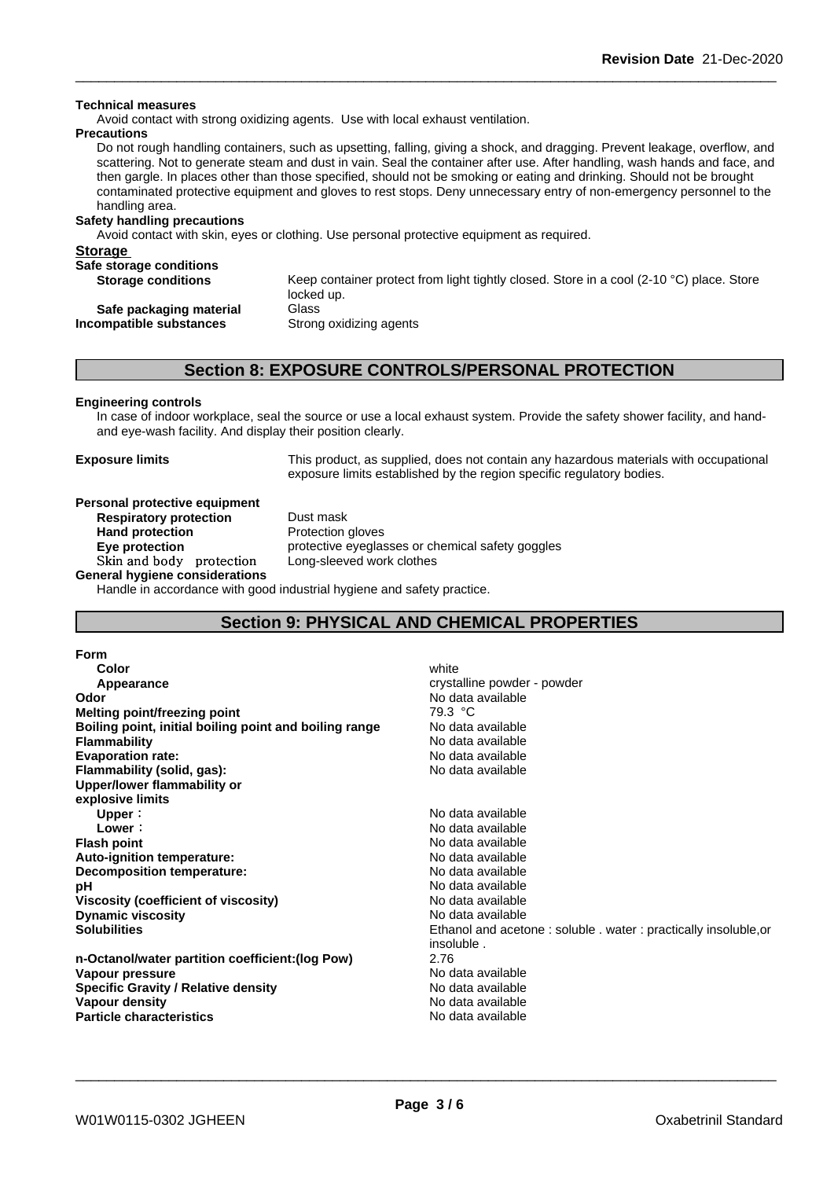**Technical measures**

Avoid contact with strong oxidizing agents. Use with local exhaust ventilation.

**Precautions**

Do not rough handling containers, such as upsetting, falling, giving a shock, and dragging. Prevent leakage, overflow, and scattering. Not to generate steam and dust in vain. Seal the container after use. After handling, wash hands and face, and then gargle. In places other than those specified, should not be smoking or eating and drinking. Should not be brought contaminated protective equipment and gloves to rest stops. Deny unnecessary entry of non-emergency personnel to the handling area.

**Safety handling precautions**

Avoid contact with skin, eyes or clothing. Use personal protective equipment as required.

**Storage**

**Safe storage conditions**

| | |
|---|---|
| **Storage conditions** | Keep container protect from light tightly closed. Store in a cool (2-10 °C) place. Store locked up. |
| **Safe packaging material** | Glass |
| **Incompatible substances** | Strong oxidizing agents |

## Section 8: EXPOSURE CONTROLS/PERSONAL PROTECTION

**Engineering controls**

In case of indoor workplace, seal the source or use a local exhaust system. Provide the safety shower facility, and hand- and eye-wash facility. And display their position clearly.

**Exposure limits** This product, as supplied, does not contain any hazardous materials with occupational exposure limits established by the region specific regulatory bodies.

**Personal protective equipment**

| | |
|---|---|
| **Respiratory protection** | Dust mask |
| **Hand protection** | Protection gloves |
| **Eye protection** | protective eyeglasses or chemical safety goggles |
| Skin and body protection | Long-sleeved work clothes |

**General hygiene considerations**

Handle in accordance with good industrial hygiene and safety practice.

## Section 9: PHYSICAL AND CHEMICAL PROPERTIES

**Form**

| | |
|---|---|
| **Color** | white |
| **Appearance** | crystalline powder - powder |
| **Odor** | No data available |
| **Melting point/freezing point** | 79.3 °C |
| **Boiling point, initial boiling point and boiling range** | No data available |
| **Flammability** | No data available |
| **Evaporation rate:** | No data available |
| **Flammability (solid, gas):** | No data available |
| **Upper/lower flammability or explosive limits** | |
| **Upper**： | No data available |
| **Lower**： | No data available |
| **Flash point** | No data available |
| **Auto-ignition temperature:** | No data available |
| **Decomposition temperature:** | No data available |
| **pH** | No data available |
| **Viscosity (coefficient of viscosity)** | No data available |
| **Dynamic viscosity** | No data available |
| **Solubilities** | Ethanol and acetone : soluble . water : practically insoluble,or insoluble . |
| **n-Octanol/water partition coefficient:(log Pow)** | 2.76 |
| **Vapour pressure** | No data available |
| **Specific Gravity / Relative density** | No data available |
| **Vapour density** | No data available |
| **Particle characteristics** | No data available |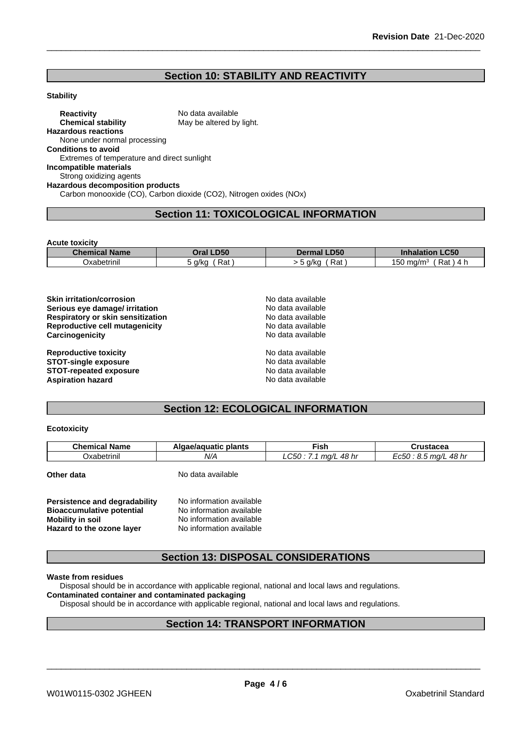## Section 10: STABILITY AND REACTIVITY

**Stability**

**Reactivity** No data available
**Chemical stability** May be altered by light.
**Hazardous reactions**
None under normal processing
**Conditions to avoid**
Extremes of temperature and direct sunlight
**Incompatible materials**
Strong oxidizing agents
**Hazardous decomposition products**
Carbon monooxide (CO), Carbon dioxide ($CO_2$), Nitrogen oxides (NOx)

## Section 11: TOXICOLOGICAL INFORMATION

**Acute toxicity**

| Chemical Name | Oral LD50 | Dermal LD50 | Inhalation LC50 |
|---|---|---|---|
| Oxabetrinil | 5 g/kg ( Rat ) | > 5 g/kg ( Rat ) | 150 mg/m$^3$ ( Rat ) 4 h |

**Skin irritation/corrosion** No data available
**Serious eye damage/ irritation** No data available
**Respiratory or skin sensitization** No data available
**Reproductive cell mutagenicity** No data available
**Carcinogenicity** No data available

**Reproductive toxicity** No data available
**STOT-single exposure** No data available
**STOT-repeated exposure** No data available
**Aspiration hazard** No data available

## Section 12: ECOLOGICAL INFORMATION

**Ecotoxicity**

| Chemical Name | Algae/aquatic plants | Fish | Crustacea |
|---|---|---|---|
| Oxabetrinil | *N/A* | *LC50 : 7.1 mg/L 48 hr* | *Ec50 : 8.5 mg/L 48 hr* |

**Other data** No data available

**Persistence and degradability** No information available
**Bioaccumulative potential** No information available
**Mobility in soil** No information available
**Hazard to the ozone layer** No information available

## Section 13: DISPOSAL CONSIDERATIONS

**Waste from residues**
Disposal should be in accordance with applicable regional, national and local laws and regulations.
**Contaminated container and contaminated packaging**
Disposal should be in accordance with applicable regional, national and local laws and regulations.

## Section 14: TRANSPORT INFORMATION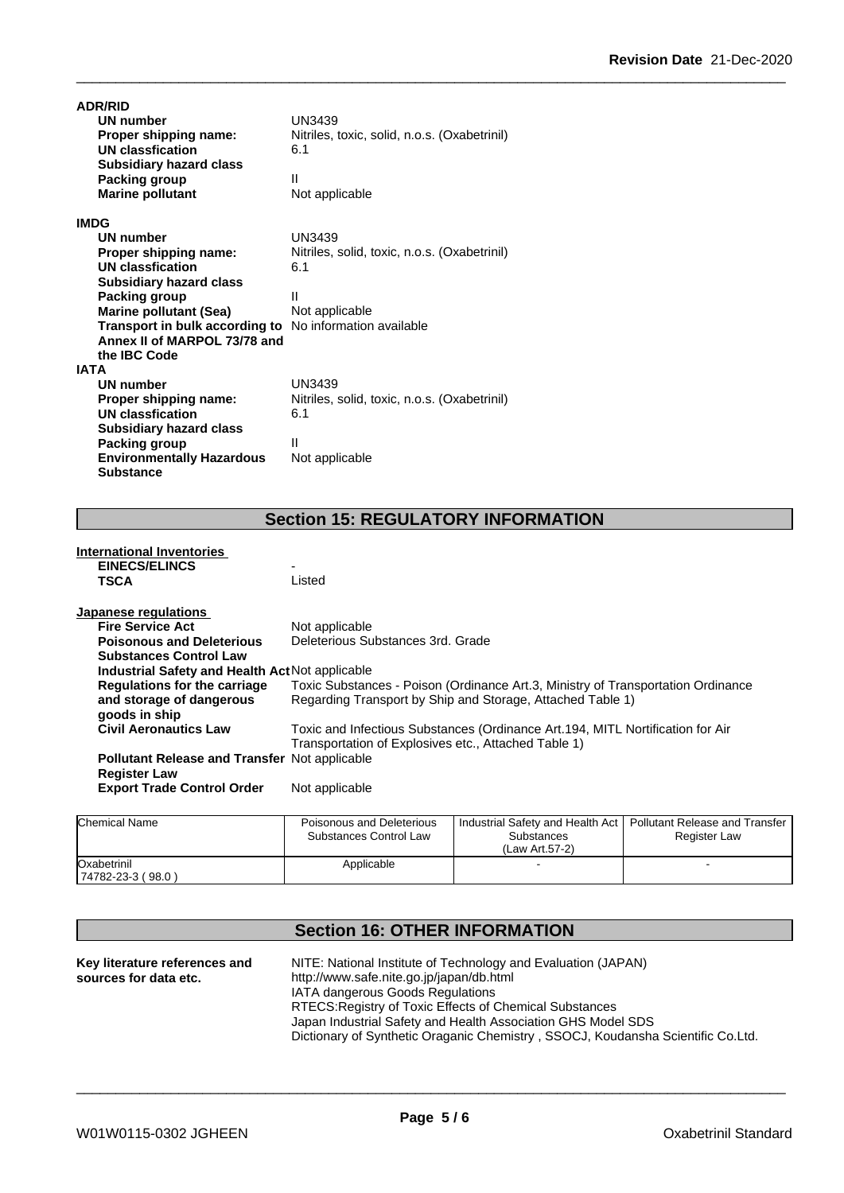**ADR/RID**

| | |
|---|---|
| **UN number** | UN3439 |
| **Proper shipping name:** | Nitriles, toxic, solid, n.o.s. (Oxabetrinil) |
| **UN classfication** | 6.1 |
| **Subsidiary hazard class** | |
| **Packing group** | II |
| **Marine pollutant** | Not applicable |

**IMDG**

| | |
|---|---|
| **UN number** | UN3439 |
| **Proper shipping name:** | Nitriles, solid, toxic, n.o.s. (Oxabetrinil) |
| **UN classfication** | 6.1 |
| **Subsidiary hazard class** | |
| **Packing group** | II |
| **Marine pollutant (Sea)** | Not applicable |
| **Transport in bulk according to Annex II of MARPOL 73/78 and the IBC Code** | No information available |

**IATA**

| | |
|---|---|
| **UN number** | UN3439 |
| **Proper shipping name:** | Nitriles, solid, toxic, n.o.s. (Oxabetrinil) |
| **UN classfication** | 6.1 |
| **Subsidiary hazard class** | |
| **Packing group** | II |
| **Environmentally Hazardous Substance** | Not applicable |

## Section 15: REGULATORY INFORMATION

**International Inventories**

| | |
|---|---|
| **EINECS/ELINCS** | - |
| **TSCA** | Listed |

**Japanese regulations**

| | |
|---|---|
| **Fire Service Act** | Not applicable |
| **Poisonous and Deleterious Substances Control Law** | Deleterious Substances 3rd. Grade |
| **Industrial Safety and Health Act** | Not applicable |
| **Regulations for the carriage and storage of dangerous goods in ship** | Toxic Substances - Poison (Ordinance Art.3, Ministry of Transportation Ordinance Regarding Transport by Ship and Storage, Attached Table 1) |
| **Civil Aeronautics Law** | Toxic and Infectious Substances (Ordinance Art.194, MITL Nortification for Air Transportation of Explosives etc., Attached Table 1) |
| **Pollutant Release and Transfer Register Law** | Not applicable |
| **Export Trade Control Order** | Not applicable |

| Chemical Name | Poisonous and Deleterious Substances Control Law | Industrial Safety and Health Act Substances (Law Art.57-2) | Pollutant Release and Transfer Register Law |
|---|---|---|---|
| Oxabetrinil 74782-23-3 ( 98.0 ) | Applicable | - | - |

## Section 16: OTHER INFORMATION

**Key literature references and sources for data etc.**

NITE: National Institute of Technology and Evaluation (JAPAN)
http://www.safe.nite.go.jp/japan/db.html
IATA dangerous Goods Regulations
RTECS:Registry of Toxic Effects of Chemical Substances
Japan Industrial Safety and Health Association GHS Model SDS
Dictionary of Synthetic Oraganic Chemistry , SSOCJ, Koudansha Scientific Co.Ltd.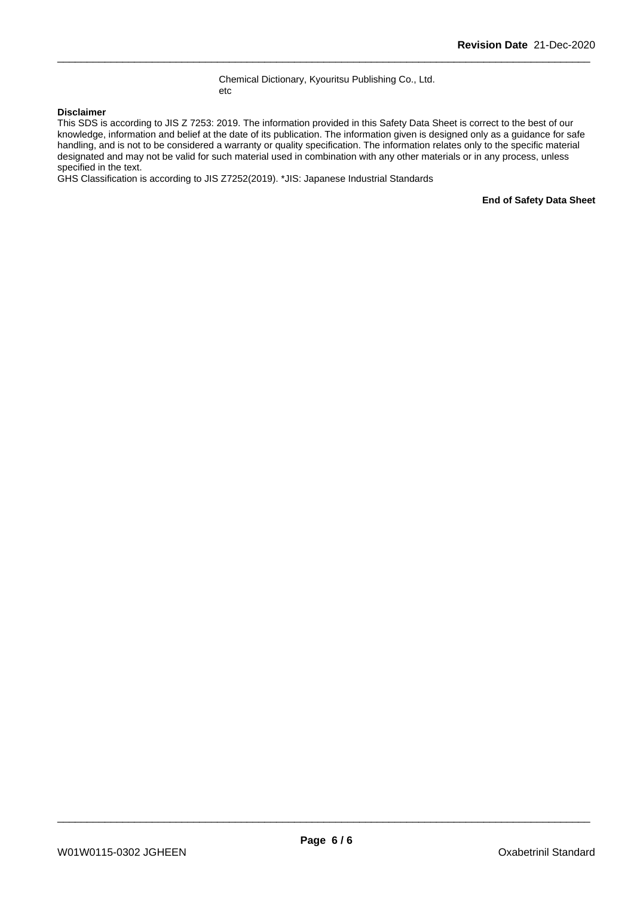Chemical Dictionary, Kyouritsu Publishing Co., Ltd.
etc

**Disclaimer**

This SDS is according to JIS Z 7253: 2019. The information provided in this Safety Data Sheet is correct to the best of our knowledge, information and belief at the date of its publication. The information given is designed only as a guidance for safe handling, and is not to be considered a warranty or quality specification. The information relates only to the specific material designated and may not be valid for such material used in combination with any other materials or in any process, unless specified in the text.

GHS Classification is according to JIS Z7252(2019). *JIS: Japanese Industrial Standards

**End of Safety Data Sheet**